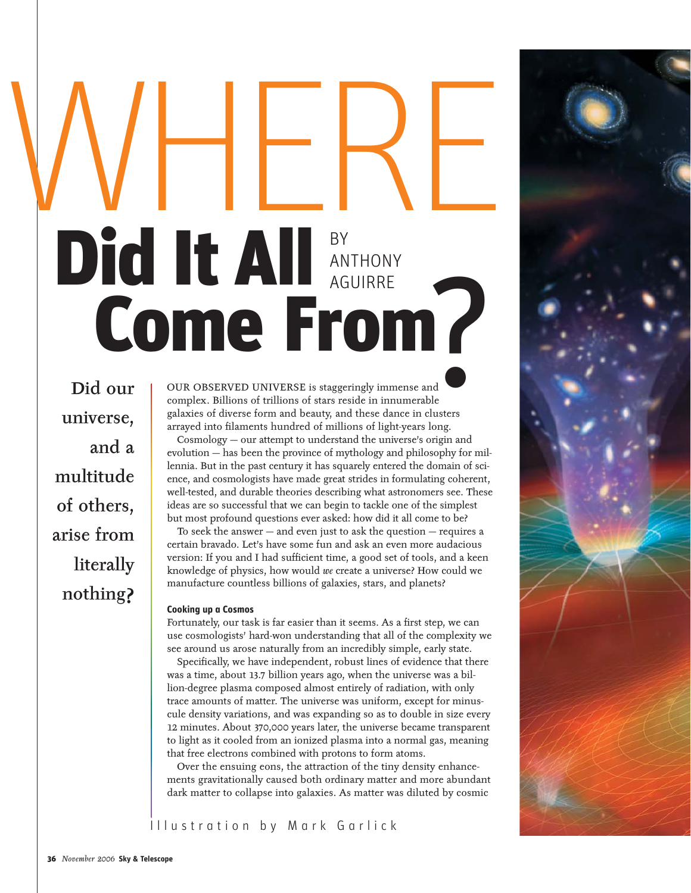# WHERE Did It All Come From?

BY ANTHONY AGUIRRE

**Did our universe, and a multitude of others, arise from literally nothing?**

OUR OBSERVED UNIVERSE is staggeringly immense and complex. Billions of trillions of stars reside in innumerable galaxies of diverse form and beauty, and these dance in clusters arrayed into filaments hundred of millions of light-years long.

Cosmology — our attempt to understand the universe's origin and evolution — has been the province of mythology and philosophy for millennia. But in the past century it has squarely entered the domain of science, and cosmologists have made great strides in formulating coherent, well-tested, and durable theories describing what astronomers see. These ideas are so successful that we can begin to tackle one of the simplest but most profound questions ever asked: how did it all come to be?

To seek the answer — and even just to ask the question — requires a certain bravado. Let's have some fun and ask an even more audacious version: If you and I had sufficient time, a good set of tools, and a keen knowledge of physics, how would *we* create a universe? How could we manufacture countless billions of galaxies, stars, and planets?

### Cooking up a Cosmos

Fortunately, our task is far easier than it seems. As a first step, we can use cosmologists' hard-won understanding that all of the complexity we see around us arose naturally from an incredibly simple, early state.

Specifically, we have independent, robust lines of evidence that there was a time, about 13.7 billion years ago, when the universe was a billion-degree plasma composed almost entirely of radiation, with only trace amounts of matter. The universe was uniform, except for minuscule density variations, and was expanding so as to double in size every 12 minutes. About 370,000 years later, the universe became transparent to light as it cooled from an ionized plasma into a normal gas, meaning that free electrons combined with protons to form atoms.

Over the ensuing eons, the attraction of the tiny density enhancements gravitationally caused both ordinary matter and more abundant dark matter to collapse into galaxies. As matter was diluted by cosmic

Illustration by Mark Garlick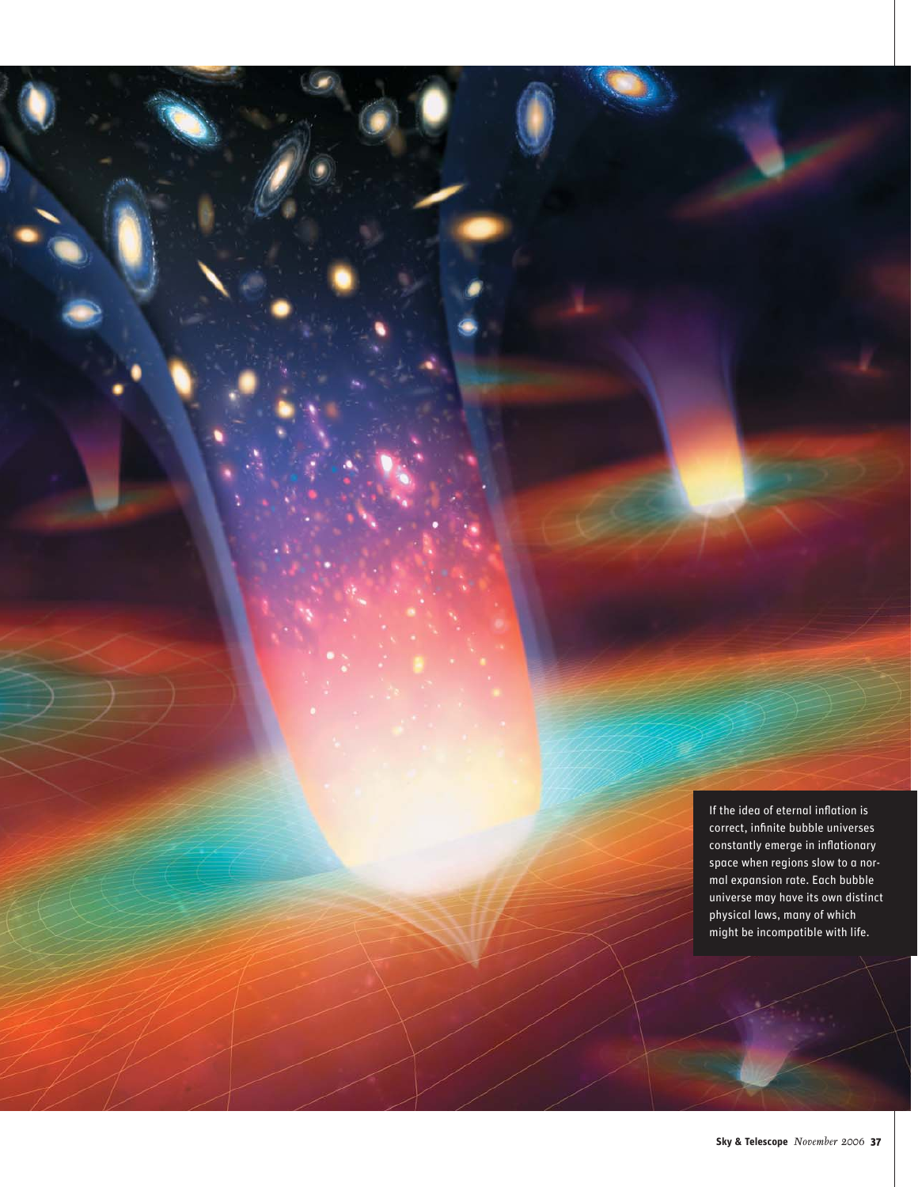If the idea of eternal inflation is correct, infinite bubble universes constantly emerge in inflationary space when regions slow to a normal expansion rate. Each bubble universe may have its own distinct physical laws, many of which might be incompatible with life.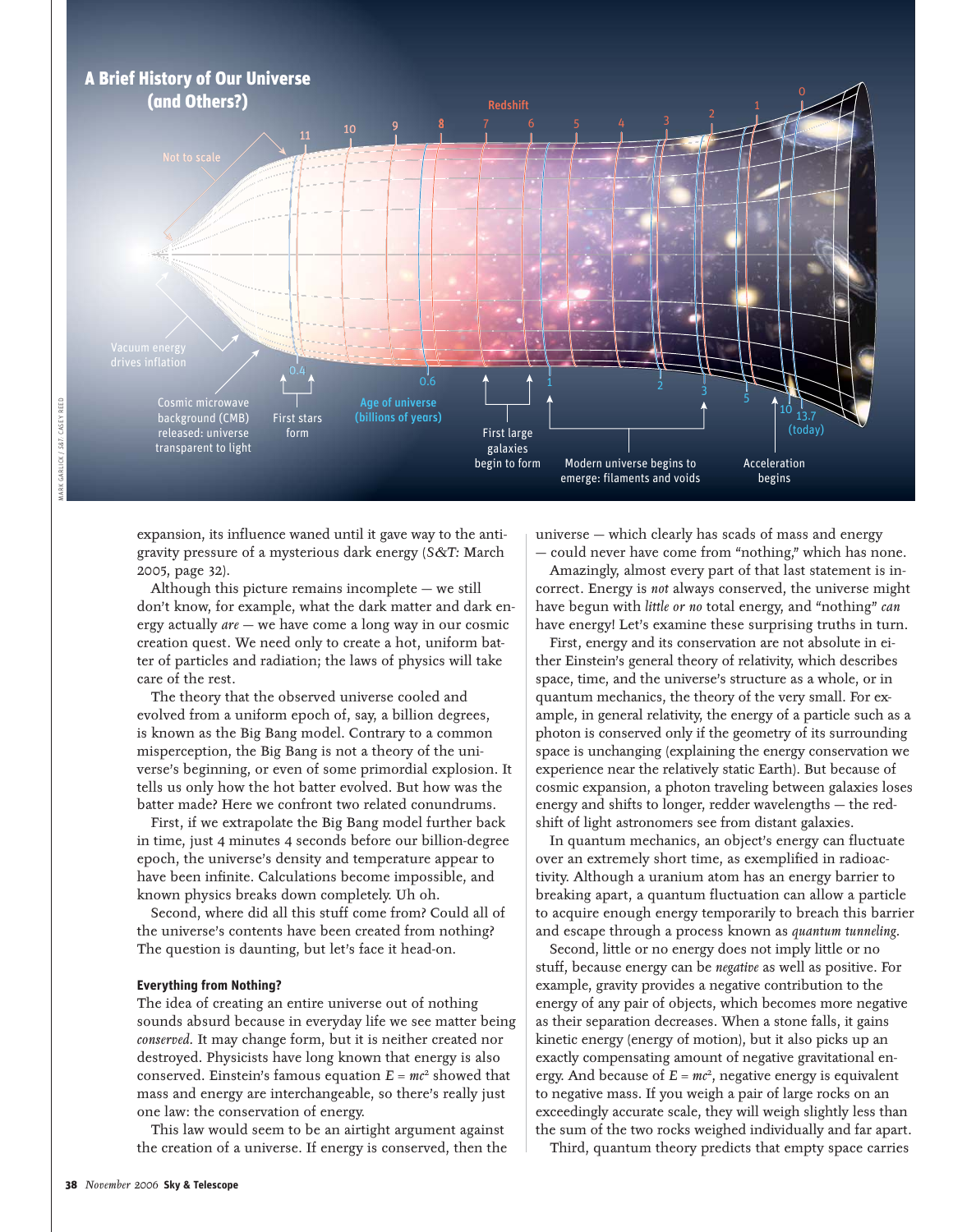## A Brief History of Our Universe (and Others?)

Not to scale

Redshift: 11, 10, 9, 8, 7, 6, 5, 4, 3, 2, 1, 0

Age of universe (billions of years): 0.4, 0.6, 1, 2, 3, 5, 10, 13.7 (today)

Vacuum energy drives inflation

Cosmic microwave background (CMB) released: universe transparent to light

First stars form

First large galaxies begin to form

Modern universe begins to emerge: filaments and voids

Acceleration begins

MARK GARLICK / S&T: CASEY REED

expansion, its influence waned until it gave way to the antigravity pressure of a mysterious dark energy (*S&T:* March 2005, page 32).

Although this picture remains incomplete — we still don't know, for example, what the dark matter and dark energy actually *are* — we have come a long way in our cosmic creation quest. We need only to create a hot, uniform batter of particles and radiation; the laws of physics will take care of the rest.

The theory that the observed universe cooled and evolved from a uniform epoch of, say, a billion degrees, is known as the Big Bang model. Contrary to a common misperception, the Big Bang is not a theory of the universe's beginning, or even of some primordial explosion. It tells us only how the hot batter evolved. But how was the batter made? Here we confront two related conundrums.

First, if we extrapolate the Big Bang model further back in time, just 4 minutes 4 seconds before our billion-degree epoch, the universe's density and temperature appear to have been infinite. Calculations become impossible, and known physics breaks down completely. Uh oh.

Second, where did all this stuff come from? Could all of the universe's contents have been created from nothing? The question is daunting, but let's face it head-on.

### Everything from Nothing?

The idea of creating an entire universe out of nothing sounds absurd because in everyday life we see matter being *conserved*. It may change form, but it is neither created nor destroyed. Physicists have long known that energy is also conserved. Einstein's famous equation $E = mc^2$ showed that mass and energy are interchangeable, so there's really just one law: the conservation of energy.

This law would seem to be an airtight argument against the creation of a universe. If energy is conserved, then the universe — which clearly has scads of mass and energy — could never have come from "nothing," which has none.

Amazingly, almost every part of that last statement is incorrect. Energy is *not* always conserved, the universe might have begun with *little or no* total energy, and "nothing" *can* have energy! Let's examine these surprising truths in turn.

First, energy and its conservation are not absolute in either Einstein's general theory of relativity, which describes space, time, and the universe's structure as a whole, or in quantum mechanics, the theory of the very small. For example, in general relativity, the energy of a particle such as a photon is conserved only if the geometry of its surrounding space is unchanging (explaining the energy conservation we experience near the relatively static Earth). But because of cosmic expansion, a photon traveling between galaxies loses energy and shifts to longer, redder wavelengths — the redshift of light astronomers see from distant galaxies.

In quantum mechanics, an object's energy can fluctuate over an extremely short time, as exemplified in radioactivity. Although a uranium atom has an energy barrier to breaking apart, a quantum fluctuation can allow a particle to acquire enough energy temporarily to breach this barrier and escape through a process known as *quantum tunneling*.

Second, little or no energy does not imply little or no stuff, because energy can be *negative* as well as positive. For example, gravity provides a negative contribution to the energy of any pair of objects, which becomes more negative as their separation decreases. When a stone falls, it gains kinetic energy (energy of motion), but it also picks up an exactly compensating amount of negative gravitational energy. And because of $E = mc^2$, negative energy is equivalent to negative mass. If you weigh a pair of large rocks on an exceedingly accurate scale, they will weigh slightly less than the sum of the two rocks weighed individually and far apart.

Third, quantum theory predicts that empty space carries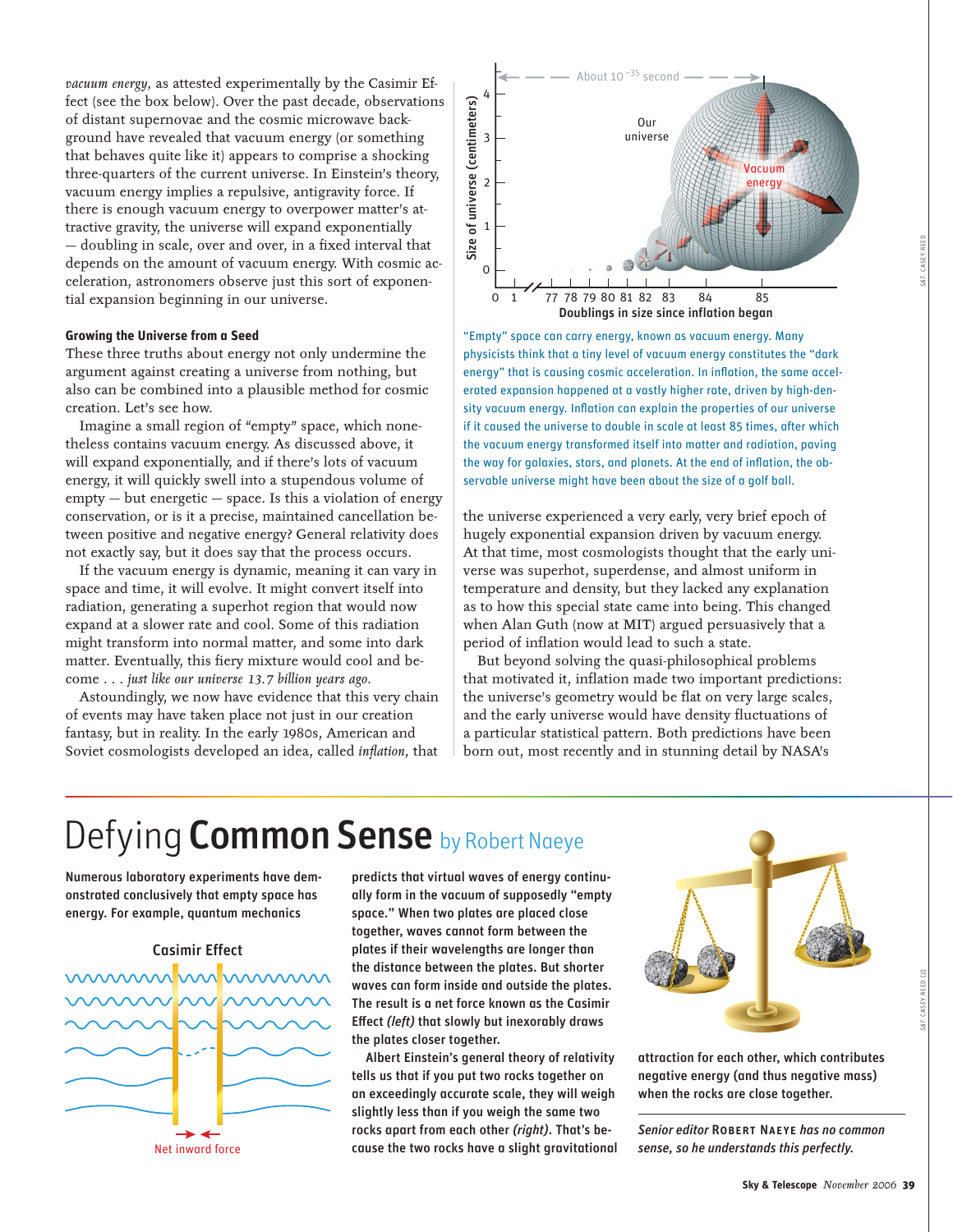*vacuum energy,* as attested experimentally by the Casimir Effect (see the box below). Over the past decade, observations of distant supernovae and the cosmic microwave background have revealed that vacuum energy (or something that behaves quite like it) appears to comprise a shocking three-quarters of the current universe. In Einstein's theory, vacuum energy implies a repulsive, antigravity force. If there is enough vacuum energy to overpower matter's attractive gravity, the universe will expand exponentially — doubling in scale, over and over, in a fixed interval that depends on the amount of vacuum energy. With cosmic acceleration, astronomers observe just this sort of exponential expansion beginning in our universe.

### Growing the Universe from a Seed

These three truths about energy not only undermine the argument against creating a universe from nothing, but also can be combined into a plausible method for cosmic creation. Let's see how.

Imagine a small region of "empty" space, which nonetheless contains vacuum energy. As discussed above, it will expand exponentially, and if there's lots of vacuum energy, it will quickly swell into a stupendous volume of empty — but energetic — space. Is this a violation of energy conservation, or is it a precise, maintained cancellation between positive and negative energy? General relativity does not exactly say, but it does say that the process occurs.

If the vacuum energy is dynamic, meaning it can vary in space and time, it will evolve. It might convert itself into radiation, generating a superhot region that would now expand at a slower rate and cool. Some of this radiation might transform into normal matter, and some into dark matter. Eventually, this fiery mixture would cool and become . . . *just like our universe 13.7 billion years ago.*

Astoundingly, we now have evidence that this very chain of events may have taken place not just in our creation fantasy, but in reality. In the early 1980s, American and Soviet cosmologists developed an idea, called *inflation,* that the universe experienced a very early, very brief epoch of hugely exponential expansion driven by vacuum energy. At that time, most cosmologists thought that the early universe was superhot, superdense, and almost uniform in temperature and density, but they lacked any explanation as to how this special state came into being. This changed when Alan Guth (now at MIT) argued persuasively that a period of inflation would lead to such a state.

But beyond solving the quasi-philosophical problems that motivated it, inflation made two important predictions: the universe's geometry would be flat on very large scales, and the early universe would have density fluctuations of a particular statistical pattern. Both predictions have been born out, most recently and in stunning detail by NASA's

"Empty" space can carry energy, known as vacuum energy. Many physicists think that a tiny level of vacuum energy constitutes the "dark energy" that is causing cosmic acceleration. In inflation, the same accelerated expansion happened at a vastly higher rate, driven by high-density vacuum energy. Inflation can explain the properties of our universe if it caused the universe to double in scale at least 85 times, after which the vacuum energy transformed itself into matter and radiation, paving the way for galaxies, stars, and planets. At the end of inflation, the observable universe might have been about the size of a golf ball.

## Defying **Common Sense** by Robert Naeye

**Numerous laboratory experiments have demonstrated conclusively that empty space has energy. For example, quantum mechanics predicts that virtual waves of energy continually form in the vacuum of supposedly "empty space." When two plates are placed close together, waves cannot form between the plates if their wavelengths are longer than the distance between the plates. But shorter waves can form inside and outside the plates. The result is a net force known as the Casimir Effect *(left)* that slowly but inexorably draws the plates closer together.**

**Albert Einstein's general theory of relativity tells us that if you put two rocks together on an exceedingly accurate scale, they will weigh slightly less than if you weigh the same two rocks apart from each other *(right)*. That's because the two rocks have a slight gravitational attraction for each other, which contributes negative energy (and thus negative mass) when the rocks are close together.**

*Senior editor* **Robert Naeye** *has no common sense, so he understands this perfectly.*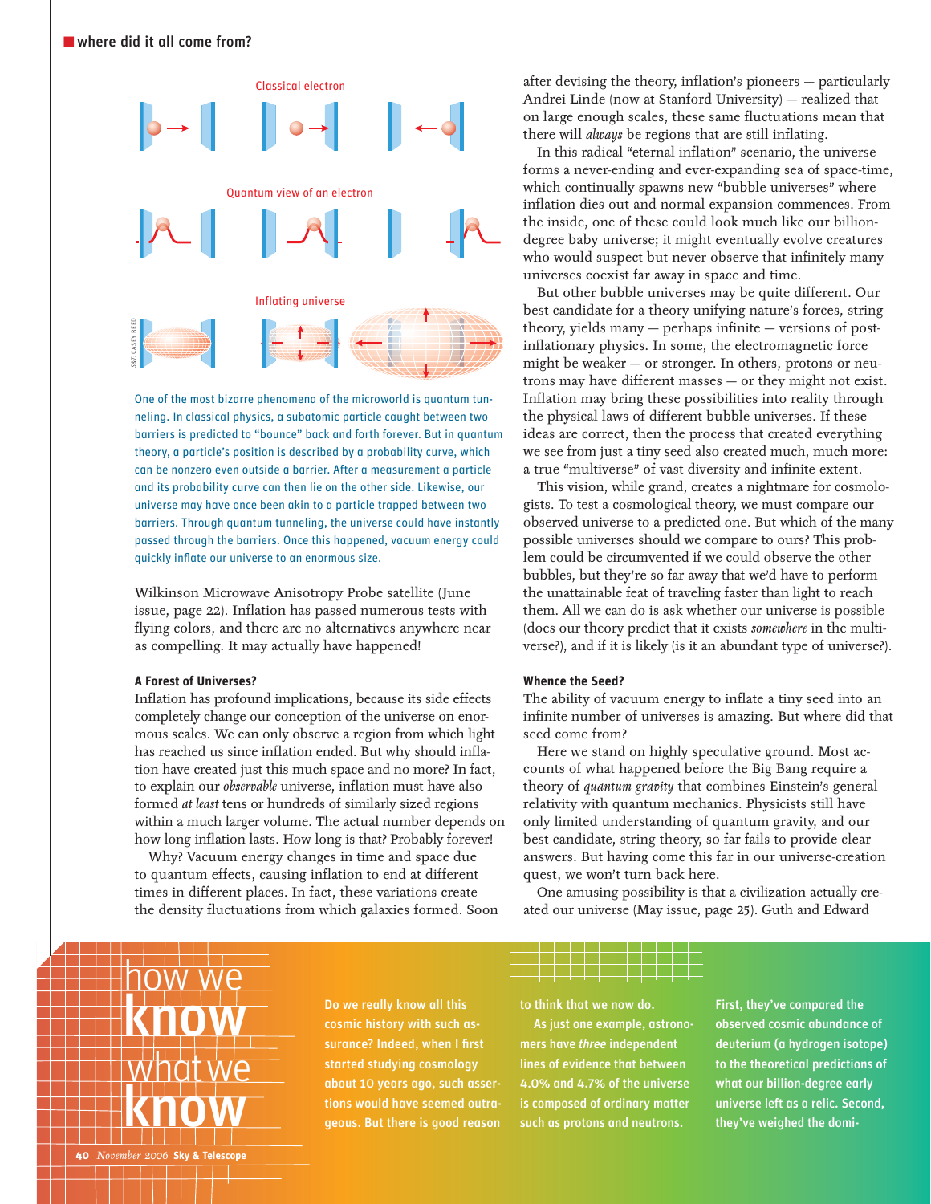Classical electron

Quantum view of an electron

Inflating universe

One of the most bizarre phenomena of the microworld is quantum tunneling. In classical physics, a subatomic particle caught between two barriers is predicted to "bounce" back and forth forever. But in quantum theory, a particle's position is described by a probability curve, which can be nonzero even outside a barrier. After a measurement a particle and its probability curve can then lie on the other side. Likewise, our universe may have once been akin to a particle trapped between two barriers. Through quantum tunneling, the universe could have instantly passed through the barriers. Once this happened, vacuum energy could quickly inflate our universe to an enormous size.

Wilkinson Microwave Anisotropy Probe satellite (June issue, page 22). Inflation has passed numerous tests with flying colors, and there are no alternatives anywhere near as compelling. It may actually have happened!

### A Forest of Universes?

Inflation has profound implications, because its side effects completely change our conception of the universe on enormous scales. We can only observe a region from which light has reached us since inflation ended. But why should inflation have created just this much space and no more? In fact, to explain our *observable* universe, inflation must have also formed *at least* tens or hundreds of similarly sized regions within a much larger volume. The actual number depends on how long inflation lasts. How long is that? Probably forever!

Why? Vacuum energy changes in time and space due to quantum effects, causing inflation to end at different times in different places. In fact, these variations create the density fluctuations from which galaxies formed. Soon after devising the theory, inflation's pioneers — particularly Andrei Linde (now at Stanford University) — realized that on large enough scales, these same fluctuations mean that there will *always* be regions that are still inflating.

In this radical "eternal inflation" scenario, the universe forms a never-ending and ever-expanding sea of space-time, which continually spawns new "bubble universes" where inflation dies out and normal expansion commences. From the inside, one of these could look much like our billion-degree baby universe; it might eventually evolve creatures who would suspect but never observe that infinitely many universes coexist far away in space and time.

But other bubble universes may be quite different. Our best candidate for a theory unifying nature's forces, string theory, yields many — perhaps infinite — versions of post-inflationary physics. In some, the electromagnetic force might be weaker — or stronger. In others, protons or neutrons may have different masses — or they might not exist. Inflation may bring these possibilities into reality through the physical laws of different bubble universes. If these ideas are correct, then the process that created everything we see from just a tiny seed also created much, much more: a true "multiverse" of vast diversity and infinite extent.

This vision, while grand, creates a nightmare for cosmologists. To test a cosmological theory, we must compare our observed universe to a predicted one. But which of the many possible universes should we compare to ours? This problem could be circumvented if we could observe the other bubbles, but they're so far away that we'd have to perform the unattainable feat of traveling faster than light to reach them. All we can do is ask whether our universe is possible (does our theory predict that it exists *somewhere* in the multiverse?), and if it is likely (is it an abundant type of universe?).

### Whence the Seed?

The ability of vacuum energy to inflate a tiny seed into an infinite number of universes is amazing. But where did that seed come from?

Here we stand on highly speculative ground. Most accounts of what happened before the Big Bang require a theory of *quantum gravity* that combines Einstein's general relativity with quantum mechanics. Physicists still have only limited understanding of quantum gravity, and our best candidate, string theory, so far fails to provide clear answers. But having come this far in our universe-creation quest, we won't turn back here.

One amusing possibility is that a civilization actually created our universe (May issue, page 25). Guth and Edward

## how we know what we know

**Do we really know all this cosmic history with such assurance? Indeed, when I first started studying cosmology about 10 years ago, such assertions would have seemed outrageous. But there is good reason to think that we now do.**

**As just one example, astronomers have *three* independent lines of evidence that between 4.0% and 4.7% of the universe is composed of ordinary matter such as protons and neutrons.**

**First, they've compared the observed cosmic abundance of deuterium (a hydrogen isotope) to the theoretical predictions of what our billion-degree early universe left as a relic. Second, they've weighed the domi-**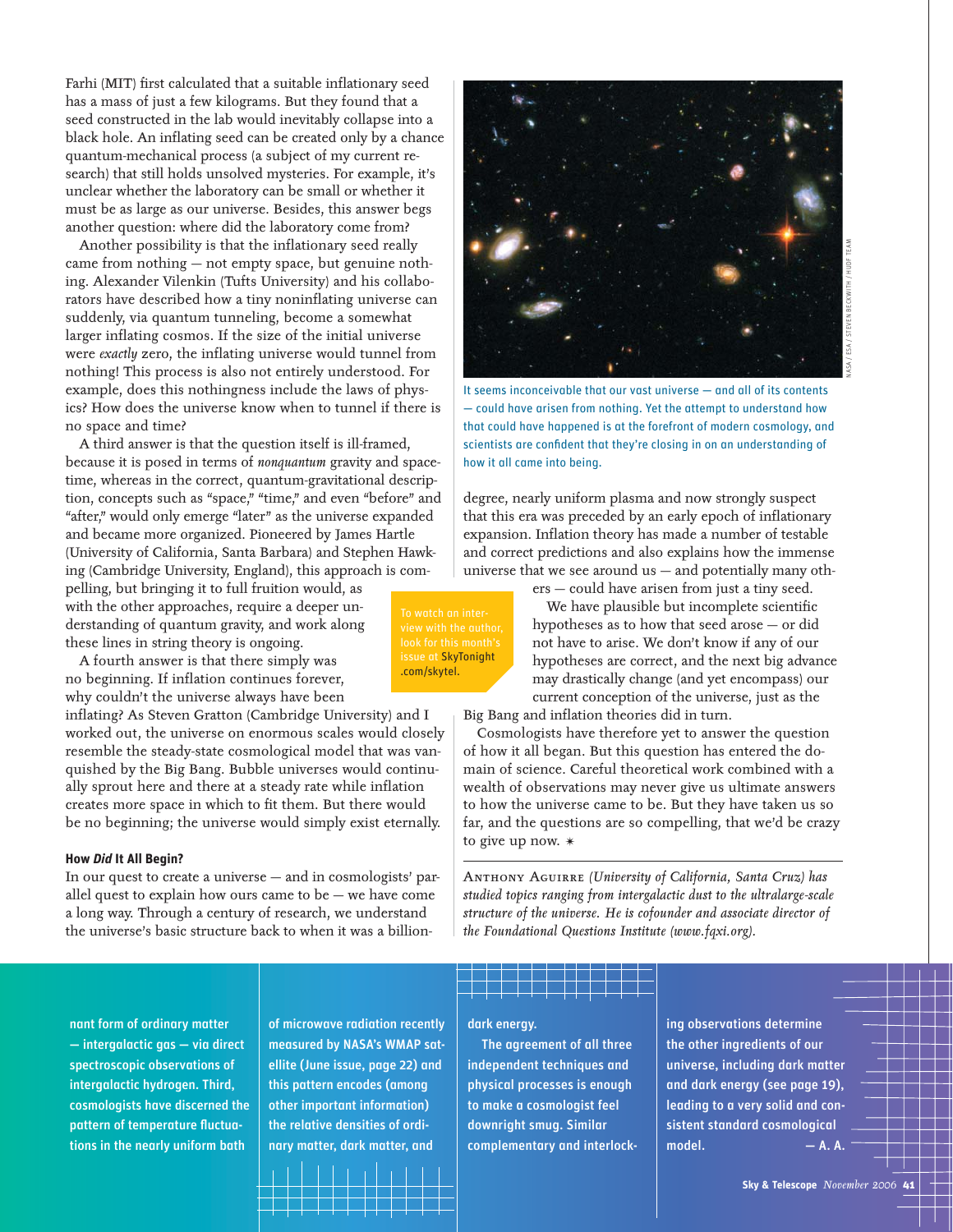Farhi (MIT) first calculated that a suitable inflationary seed has a mass of just a few kilograms. But they found that a seed constructed in the lab would inevitably collapse into a black hole. An inflating seed can be created only by a chance quantum-mechanical process (a subject of my current research) that still holds unsolved mysteries. For example, it's unclear whether the laboratory can be small or whether it must be as large as our universe. Besides, this answer begs another question: where did the laboratory come from?

Another possibility is that the inflationary seed really came from nothing — not empty space, but genuine nothing. Alexander Vilenkin (Tufts University) and his collaborators have described how a tiny noninflating universe can suddenly, via quantum tunneling, become a somewhat larger inflating cosmos. If the size of the initial universe were *exactly* zero, the inflating universe would tunnel from nothing! This process is also not entirely understood. For example, does this nothingness include the laws of physics? How does the universe know when to tunnel if there is no space and time?

A third answer is that the question itself is ill-framed, because it is posed in terms of *nonquantum* gravity and spacetime, whereas in the correct, quantum-gravitational description, concepts such as "space," "time," and even "before" and "after," would only emerge "later" as the universe expanded and became more organized. Pioneered by James Hartle (University of California, Santa Barbara) and Stephen Hawking (Cambridge University, England), this approach is compelling, but bringing it to full fruition would, as with the other approaches, require a deeper understanding of quantum gravity, and work along these lines in string theory is ongoing.

A fourth answer is that there simply was no beginning. If inflation continues forever, why couldn't the universe always have been inflating? As Steven Gratton (Cambridge University) and I worked out, the universe on enormous scales would closely resemble the steady-state cosmological model that was vanquished by the Big Bang. Bubble universes would continually spout here and there at a steady rate while inflation creates more space in which to fit them. But there would be no beginning; the universe would simply exist eternally.

To watch an interview with the author, look for this month's issue at SkyTonight.com/skytel.

### How *Did* It All Begin?

In our quest to create a universe — and in cosmologists' parallel quest to explain how ours came to be — we have come a long way. Through a century of research, we understand the universe's basic structure back to when it was a billion-degree, nearly uniform plasma and now strongly suspect that this era was preceded by an early epoch of inflationary expansion. Inflation theory has made a number of testable and correct predictions and also explains how the immense universe that we see around us — and potentially many others — could have arisen from just a tiny seed.

We have plausible but incomplete scientific hypotheses as to how that seed arose — or did not have to arise. We don't know if any of our hypotheses are correct, and the next big advance may drastically change (and yet encompass) our current conception of the universe, just as the Big Bang and inflation theories did in turn.

Cosmologists have therefore yet to answer the question of how it all began. But this question has entered the domain of science. Careful theoretical work combined with a wealth of observations may never give us ultimate answers to how the universe came to be. But they have taken us so far, and the questions are so compelling, that we'd be crazy to give up now. ✴

It seems inconceivable that our vast universe — and all of its contents — could have arisen from nothing. Yet the attempt to understand how that could have happened is at the forefront of modern cosmology, and scientists are confident that they're closing in on an understanding of how it all came into being.

NASA / ESA / STEVEN BECKWITH / HUDF TEAM

Anthony Aguirre *(University of California, Santa Cruz) has studied topics ranging from intergalactic dust to the ultralarge-scale structure of the universe. He is cofounder and associate director of the Foundational Questions Institute (www.fqxi.org).*

**nant form of ordinary matter — intergalactic gas — via direct spectroscopic observations of intergalactic hydrogen. Third, cosmologists have discerned the pattern of temperature fluctuations in the nearly uniform bath of microwave radiation recently measured by NASA's WMAP satellite (June issue, page 22) and this pattern encodes (among other important information) the relative densities of ordinary matter, dark matter, and dark energy.**

**The agreement of all three independent techniques and physical processes is enough to make a cosmologist feel downright smug. Similar complementary and interlocking observations determine the other ingredients of our universe, including dark matter and dark energy (see page 19), leading to a very solid and consistent standard cosmological model. — A. A.**